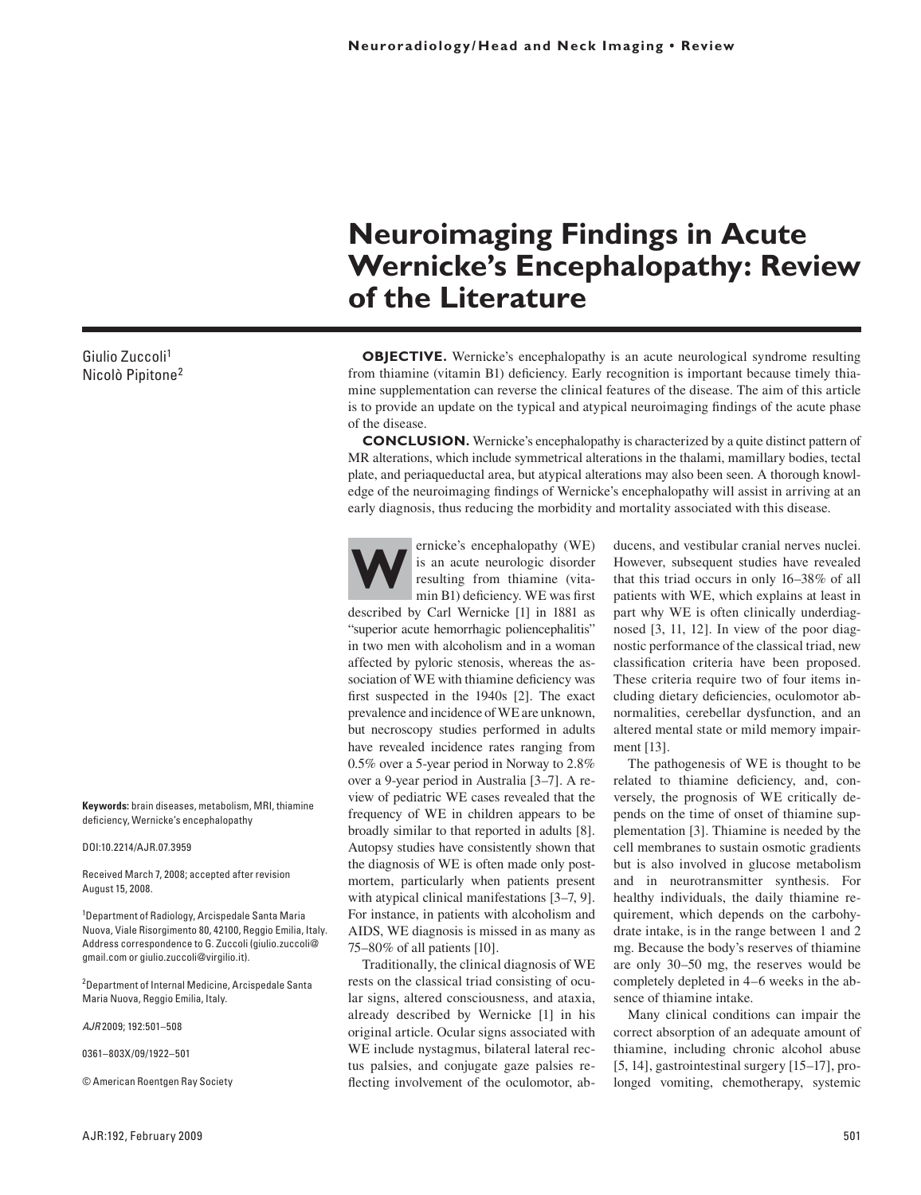Neuroradiology/Head and Neck Imaging • Review

# Neuroimaging Findings in Acute Wernicke's Encephalopathy: Review of the Literature

Giulio Zuccoli[1]
Nicolò Pipitone[2]

**OBJECTIVE.** Wernicke's encephalopathy is an acute neurological syndrome resulting from thiamine (vitamin B1) deficiency. Early recognition is important because timely thiamine supplementation can reverse the clinical features of the disease. The aim of this article is to provide an update on the typical and atypical neuroimaging findings of the acute phase of the disease.

**CONCLUSION.** Wernicke's encephalopathy is characterized by a quite distinct pattern of MR alterations, which include symmetrical alterations in the thalami, mamillary bodies, tectal plate, and periaqueductal area, but atypical alterations may also be seen. A thorough knowledge of the neuroimaging findings of Wernicke's encephalopathy will assist in arriving at an early diagnosis, thus reducing the morbidity and mortality associated with this disease.

Wernicke's encephalopathy (WE) is an acute neurologic disorder resulting from thiamine (vitamin B1) deficiency. WE was first described by Carl Wernicke [1] in 1881 as "superior acute hemorrhagic poliencephalitis" in two men with alcoholism and in a woman affected by pyloric stenosis, whereas the association of WE with thiamine deficiency was first suspected in the 1940s [2]. The exact prevalence and incidence of WE are unknown, but necroscopy studies performed in adults have revealed incidence rates ranging from 0.5% over a 5-year period in Norway to 2.8% over a 9-year period in Australia [3–7]. A review of pediatric WE cases revealed that the frequency of WE in children appears to be broadly similar to that reported in adults [8]. Autopsy studies have consistently shown that the diagnosis of WE is often made only postmortem, particularly when patients present with atypical clinical manifestations [3–7, 9]. For instance, in patients with alcoholism and AIDS, WE diagnosis is missed in as many as 75–80% of all patients [10].

Traditionally, the clinical diagnosis of WE rests on the classical triad consisting of ocular signs, altered consciousness, and ataxia, already described by Wernicke [1] in his original article. Ocular signs associated with WE include nystagmus, bilateral lateral rectus palsies, and conjugate gaze palsies reflecting involvement of the oculomotor, abducens, and vestibular cranial nerves nuclei. However, subsequent studies have revealed that this triad occurs in only 16–38% of all patients with WE, which explains at least in part why WE is often clinically underdiagnosed [3, 11, 12]. In view of the poor diagnostic performance of the classical triad, new classification criteria have been proposed. These criteria require two of four items including dietary deficiencies, oculomotor abnormalities, cerebellar dysfunction, and an altered mental state or mild memory impairment [13].

The pathogenesis of WE is thought to be related to thiamine deficiency, and, conversely, the prognosis of WE critically depends on the time of onset of thiamine supplementation [3]. Thiamine is needed by the cell membranes to sustain osmotic gradients but is also involved in glucose metabolism and in neurotransmitter synthesis. For healthy individuals, the daily thiamine requirement, which depends on the carbohydrate intake, is in the range between 1 and 2 mg. Because the body's reserves of thiamine are only 30–50 mg, the reserves would be completely depleted in 4–6 weeks in the absence of thiamine intake.

Many clinical conditions can impair the correct absorption of an adequate amount of thiamine, including chronic alcohol abuse [5, 14], gastrointestinal surgery [15–17], prolonged vomiting, chemotherapy, systemic

**Keywords:** brain diseases, metabolism, MRI, thiamine deficiency, Wernicke's encephalopathy

DOI:10.2214/AJR.07.3959

Received March 7, 2008; accepted after revision August 15, 2008.

[1]Department of Radiology, Arcispedale Santa Maria Nuova, Viale Risorgimento 80, 42100, Reggio Emilia, Italy. Address correspondence to G. Zuccoli (giulio.zuccoli@gmail.com or giulio.zuccoli@virgilio.it).

[2]Department of Internal Medicine, Arcispedale Santa Maria Nuova, Reggio Emilia, Italy.

*AJR* 2009; 192:501–508

0361–803X/09/1922–501

© American Roentgen Ray Society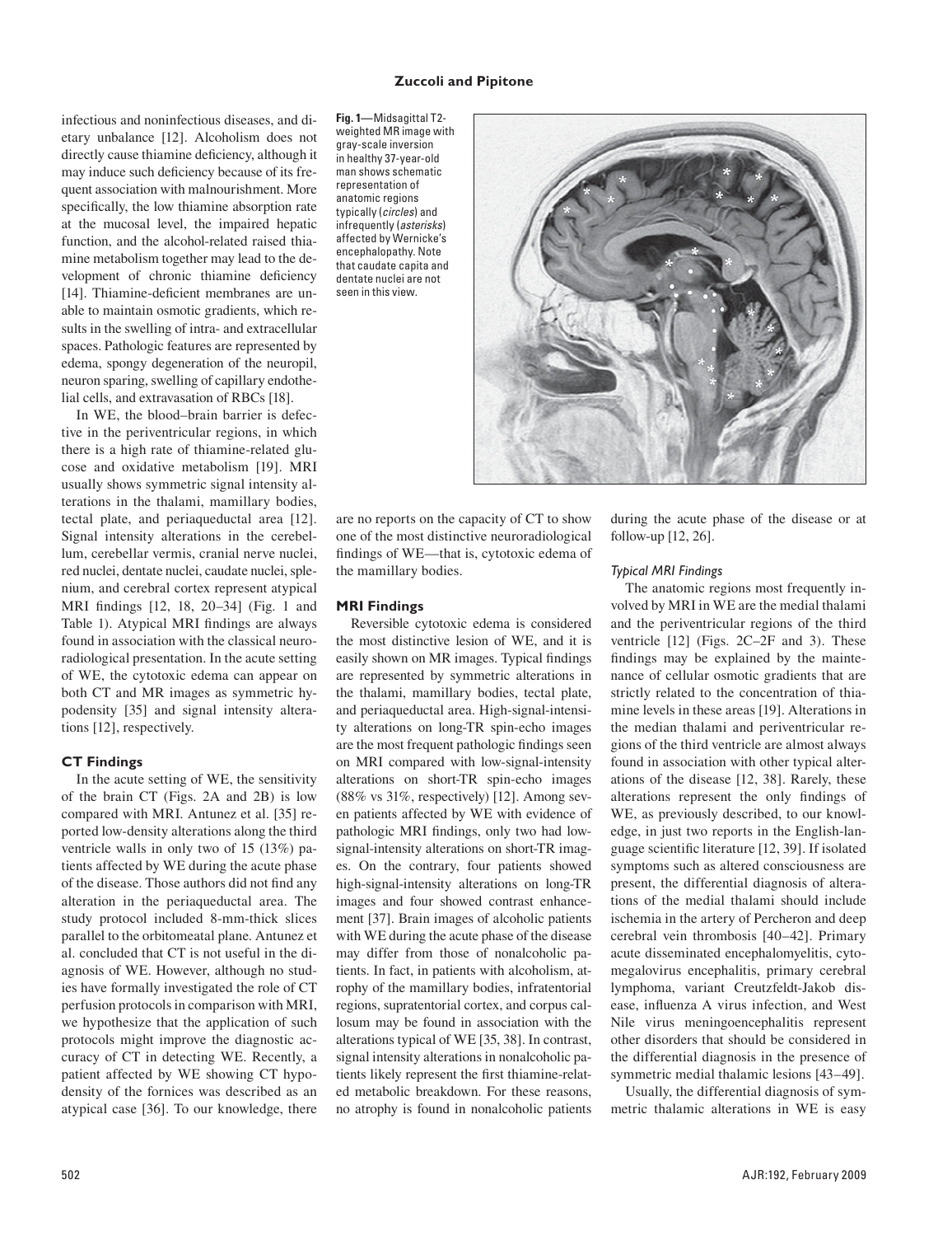infectious and noninfectious diseases, and dietary unbalance [12]. Alcoholism does not directly cause thiamine deficiency, although it may induce such deficiency because of its frequent association with malnourishment. More specifically, the low thiamine absorption rate at the mucosal level, the impaired hepatic function, and the alcohol-related raised thiamine metabolism together may lead to the development of chronic thiamine deficiency [14]. Thiamine-deficient membranes are unable to maintain osmotic gradients, which results in the swelling of intra- and extracellular spaces. Pathologic features are represented by edema, spongy degeneration of the neuropil, neuron sparing, swelling of capillary endothelial cells, and extravasation of RBCs [18].

In WE, the blood–brain barrier is defective in the periventricular regions, in which there is a high rate of thiamine-related glucose and oxidative metabolism [19]. MRI usually shows symmetric signal intensity alterations in the thalami, mamillary bodies, tectal plate, and periaqueductal area [12]. Signal intensity alterations in the cerebellum, cerebellar vermis, cranial nerve nuclei, red nuclei, dentate nuclei, caudate nuclei, splenium, and cerebral cortex represent atypical MRI findings [12, 18, 20–34] (Fig. 1 and Table 1). Atypical MRI findings are always found in association with the classical neuroradiological presentation. In the acute setting of WE, the cytotoxic edema can appear on both CT and MR images as symmetric hypodensity [35] and signal intensity alterations [12], respectively.

**Fig. 1**—Midsagittal T2-weighted MR image with gray-scale inversion in healthy 37-year-old man shows schematic representation of anatomic regions typically (*circles*) and infrequently (*asterisks*) affected by Wernicke's encephalopathy. Note that caudate capita and dentate nuclei are not seen in this view.

## CT Findings

In the acute setting of WE, the sensitivity of the brain CT (Figs. 2A and 2B) is low compared with MRI. Antunez et al. [35] reported low-density alterations along the third ventricle walls in only two of 15 (13%) patients affected by WE during the acute phase of the disease. Those authors did not find any alteration in the periaqueductal area. The study protocol included 8-mm-thick slices parallel to the orbitomeatal plane. Antunez et al. concluded that CT is not useful in the diagnosis of WE. However, although no studies have formally investigated the role of CT perfusion protocols in comparison with MRI, we hypothesize that the application of such protocols might improve the diagnostic accuracy of CT in detecting WE. Recently, a patient affected by WE showing CT hypodensity of the fornices was described as an atypical case [36]. To our knowledge, there are no reports on the capacity of CT to show one of the most distinctive neuroradiological findings of WE—that is, cytotoxic edema of the mamillary bodies.

## MRI Findings

Reversible cytotoxic edema is considered the most distinctive lesion of WE, and it is easily shown on MR images. Typical findings are represented by symmetric alterations in the thalami, mamillary bodies, tectal plate, and periaqueductal area. High-signal-intensity alterations on long-TR spin-echo images are the most frequent pathologic findings seen on MRI compared with low-signal-intensity alterations on short-TR spin-echo images (88% vs 31%, respectively) [12]. Among seven patients affected by WE with evidence of pathologic MRI findings, only two had low-signal-intensity alterations on short-TR images. On the contrary, four patients showed high-signal-intensity alterations on long-TR images and four showed contrast enhancement [37]. Brain images of alcoholic patients with WE during the acute phase of the disease may differ from those of nonalcoholic patients. In fact, in patients with alcoholism, atrophy of the mamillary bodies, infratentorial regions, supratentorial cortex, and corpus callosum may be found in association with the alterations typical of WE [35, 38]. In contrast, signal intensity alterations in nonalcoholic patients likely represent the first thiamine-related metabolic breakdown. For these reasons, no atrophy is found in nonalcoholic patients during the acute phase of the disease or at follow-up [12, 26].

### *Typical MRI Findings*

The anatomic regions most frequently involved by MRI in WE are the medial thalami and the periventricular regions of the third ventricle [12] (Figs. 2C–2F and 3). These findings may be explained by the maintenance of cellular osmotic gradients that are strictly related to the concentration of thiamine levels in these areas [19]. Alterations in the median thalami and periventricular regions of the third ventricle are almost always found in association with other typical alterations of the disease [12, 38]. Rarely, these alterations represent the only findings of WE, as previously described, to our knowledge, in just two reports in the English-language scientific literature [12, 39]. If isolated symptoms such as altered consciousness are present, the differential diagnosis of alterations of the medial thalami should include ischemia in the artery of Percheron and deep cerebral vein thrombosis [40–42]. Primary acute disseminated encephalomyelitis, cytomegalovirus encephalitis, primary cerebral lymphoma, variant Creutzfeldt-Jakob disease, influenza A virus infection, and West Nile virus meningoencephalitis represent other disorders that should be considered in the differential diagnosis in the presence of symmetric medial thalamic lesions [43–49].

Usually, the differential diagnosis of symmetric thalamic alterations in WE is easy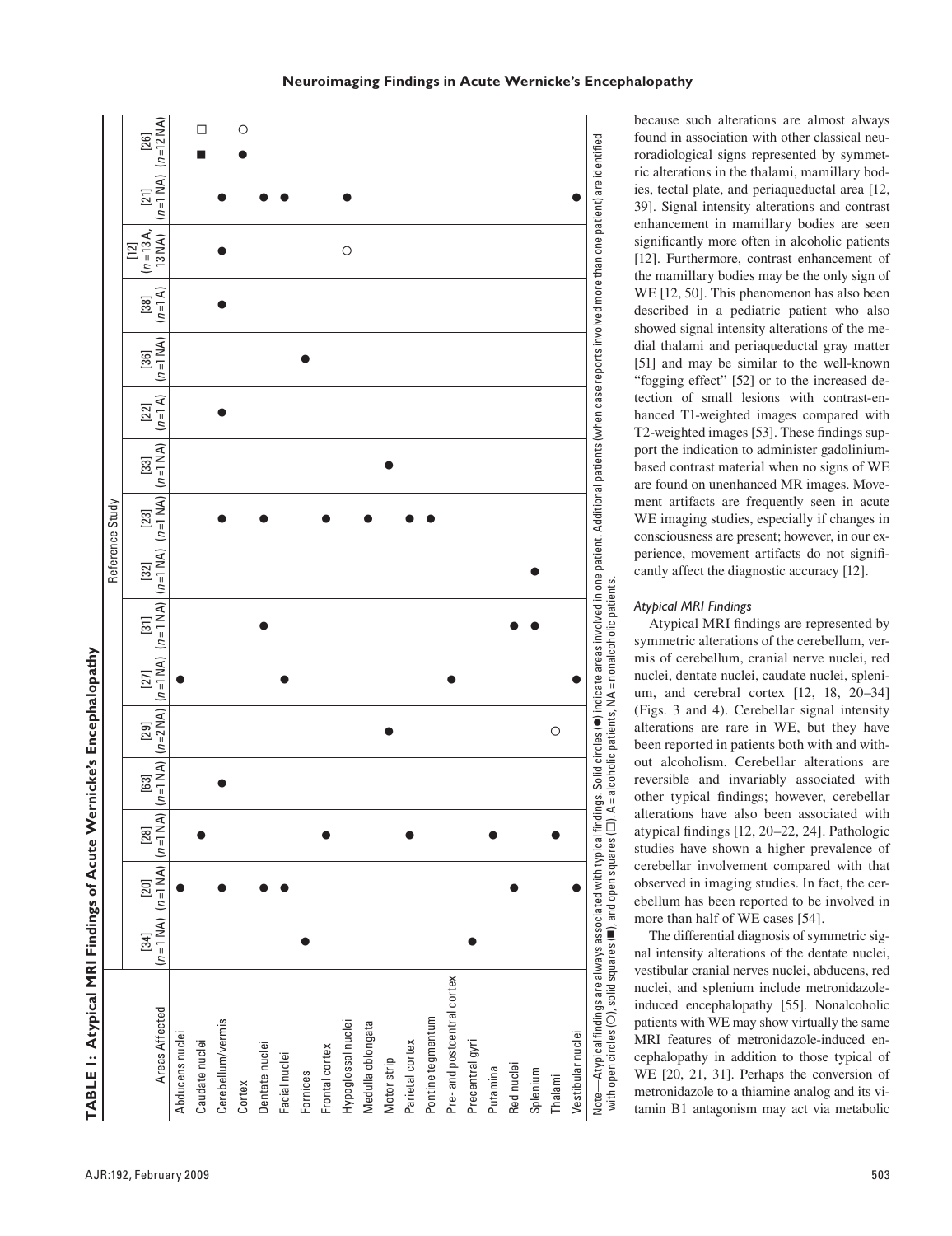**TABLE 1: Atypical MRI Findings of Acute Wernicke's Encephalopathy**

| Areas Affected | Reference Study | | | | | | | | | | | | | | | |
|---|---|---|---|---|---|---|---|---|---|---|---|---|---|---|---|---|
| | [34] ($n = 1$ NA) | [20] ($n = 1$ NA) | [28] ($n = 1$ NA) | [63] ($n = 1$ NA) | [29] ($n = 2$ NA) | [27] ($n = 1$ NA) | [31] ($n = 1$ NA) | [32] ($n = 1$ NA) | [23] ($n = 1$ NA) | [33] ($n = 1$ NA) | [22] ($n = 1$ A) | [36] ($n = 1$ NA) | [38] ($n = 1$ A) | [12] ($n = 13$ A, 13 NA) | [21] ($n = 1$ NA) | [26] ($n = 12$ NA) |
| Abducens nuclei | | ● | | | | ● | | | | | | | | | | |
| Caudate nuclei | | | ● | | | | | | | | | | | | | ■ □ |
| Cerebellum/vermis | | ● | | ● | | | | | ● | | ● | | ● | ● | ● | |
| Cortex | | | | | | | | | | | | | | | | ● ○ |
| Dentate nuclei | | ● | | | | | ● | | ● | | | | | | ● | |
| Facial nuclei | | ● | | | | ● | | | | | | | | | ● | |
| Fornices | ● | | | | | | | | | | | ● | | | | |
| Frontal cortex | | | ● | | | | | | ● | | | | | | | |
| Hypoglossal nuclei | | | | | | | | | | | | | | ○ | ● | |
| Medulla oblongata | | | | | | | | | ● | | | | | | | |
| Motor strip | | | | | ● | | | | | ● | | | | | | |
| Parietal cortex | | | ● | | | | | | ● | | | | | | | |
| Pontine tegmentum | | | | | | | | | ● | | | | | | | |
| Pre- and postcentral cortex | ● | | | | | ● | | | | | | | | | | |
| Precentral gyri | | | | | | | | | | | | | | | | |
| Putamina | | | ● | | | | | | | | | | | | | |
| Red nuclei | | ● | | | | | ● | | | | | | | | | |
| Splenium | | | | | | | ● | ● | | | | | | | | |
| Thalami | | | ● | | ○ | | | | | | | | | | | |
| Vestibular nuclei | | ● | | | | ● | | | | | | | | | ● | |

Note—Atypical findings are always associated with typical findings. Solid circles (●) indicate areas involved in one patient. Additional patients (when case reports involved more than one patient) are identified with open circles (○), solid squares (■), and open squares (□). A = alcoholic patients, NA = nonalcoholic patients.

because such alterations are almost always found in association with other classical neuroradiological signs represented by symmetric alterations in the thalami, mamillary bodies, tectal plate, and periaqueductal area [12, 39]. Signal intensity alterations and contrast enhancement in mamillary bodies are seen significantly more often in alcoholic patients [12]. Furthermore, contrast enhancement of the mamillary bodies may be the only sign of WE [12, 50]. This phenomenon has also been described in a pediatric patient who also showed signal intensity alterations of the medial thalami and periaqueductal gray matter [51] and may be similar to the well-known "fogging effect" [52] or to the increased detection of small lesions with contrast-enhanced T1-weighted images compared with T2-weighted images [53]. These findings support the indication to administer gadolinium-based contrast material when no signs of WE are found on unenhanced MR images. Movement artifacts are frequently seen in acute WE imaging studies, especially if changes in consciousness are present; however, in our experience, movement artifacts do not significantly affect the diagnostic accuracy [12].

### *Atypical MRI Findings*

Atypical MRI findings are represented by symmetric alterations of the cerebellum, vermis of cerebellum, cranial nerve nuclei, red nuclei, dentate nuclei, caudate nuclei, splenium, and cerebral cortex [12, 18, 20–34] (Figs. 3 and 4). Cerebellar signal intensity alterations are rare in WE, but they have been reported in patients both with and without alcoholism. Cerebellar alterations are reversible and invariably associated with other typical findings; however, cerebellar alterations have also been associated with atypical findings [12, 20–22, 24]. Pathologic studies have shown a higher prevalence of cerebellar involvement compared with that observed in imaging studies. In fact, the cerebellum has been reported to be involved in more than half of WE cases [54].

The differential diagnosis of symmetric signal intensity alterations of the dentate nuclei, vestibular cranial nerves nuclei, abducens, red nuclei, and splenium include metronidazole-induced encephalopathy [55]. Nonalcoholic patients with WE may show virtually the same MRI features of metronidazole-induced encephalopathy in addition to those typical of WE [20, 21, 31]. Perhaps the conversion of metronidazole to a thiamine analog and its vitamin B1 antagonism may act via metabolic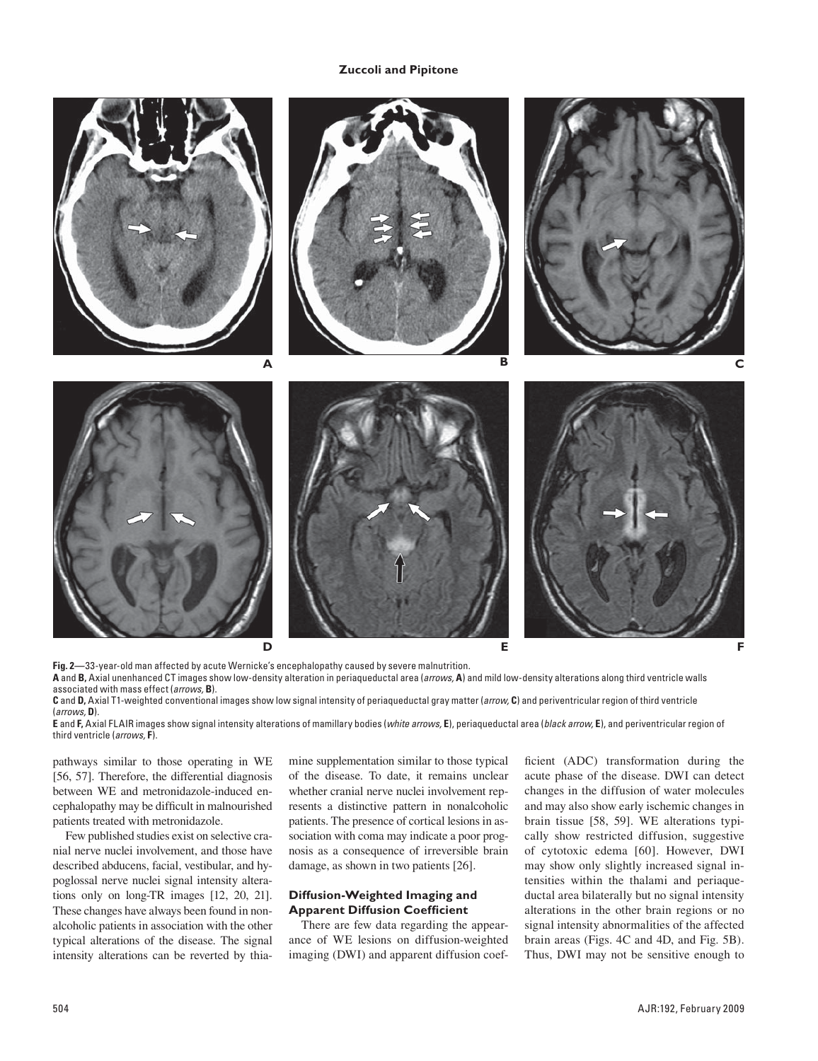**Fig. 2**—33-year-old man affected by acute Wernicke's encephalopathy caused by severe malnutrition.
**A** and **B,** Axial unenhanced CT images show low-density alteration in periaqueductal area (*arrows,* **A**) and mild low-density alterations along third ventricle walls associated with mass effect (*arrows,* **B**).
**C** and **D,** Axial T1-weighted conventional images show low signal intensity of periaqueductal gray matter (*arrow,* **C**) and periventricular region of third ventricle (*arrows,* **D**).
**E** and **F,** Axial FLAIR images show signal intensity alterations of mamillary bodies (*white arrows,* **E**), periaqueductal area (*black arrow,* **E**), and periventricular region of third ventricle (*arrows,* **F**).

pathways similar to those operating in WE [56, 57]. Therefore, the differential diagnosis between WE and metronidazole-induced encephalopathy may be difficult in malnourished patients treated with metronidazole.

Few published studies exist on selective cranial nerve nuclei involvement, and those have described abducens, facial, vestibular, and hypoglossal nerve nuclei signal intensity alterations only on long-TR images [12, 20, 21]. These changes have always been found in nonalcoholic patients in association with the other typical alterations of the disease. The signal intensity alterations can be reverted by thiamine supplementation similar to those typical of the disease. To date, it remains unclear whether cranial nerve nuclei involvement represents a distinctive pattern in nonalcoholic patients. The presence of cortical lesions in association with coma may indicate a poor prognosis as a consequence of irreversible brain damage, as shown in two patients [26].

## Diffusion-Weighted Imaging and Apparent Diffusion Coefficient

There are few data regarding the appearance of WE lesions on diffusion-weighted imaging (DWI) and apparent diffusion coefficient (ADC) transformation during the acute phase of the disease. DWI can detect changes in the diffusion of water molecules and may also show early ischemic changes in brain tissue [58, 59]. WE alterations typically show restricted diffusion, suggestive of cytotoxic edema [60]. However, DWI may show only slightly increased signal intensities within the thalami and periaqueductal area bilaterally but no signal intensity alterations in the other brain regions or no signal intensity abnormalities of the affected brain areas (Figs. 4C and 4D, and Fig. 5B). Thus, DWI may not be sensitive enough to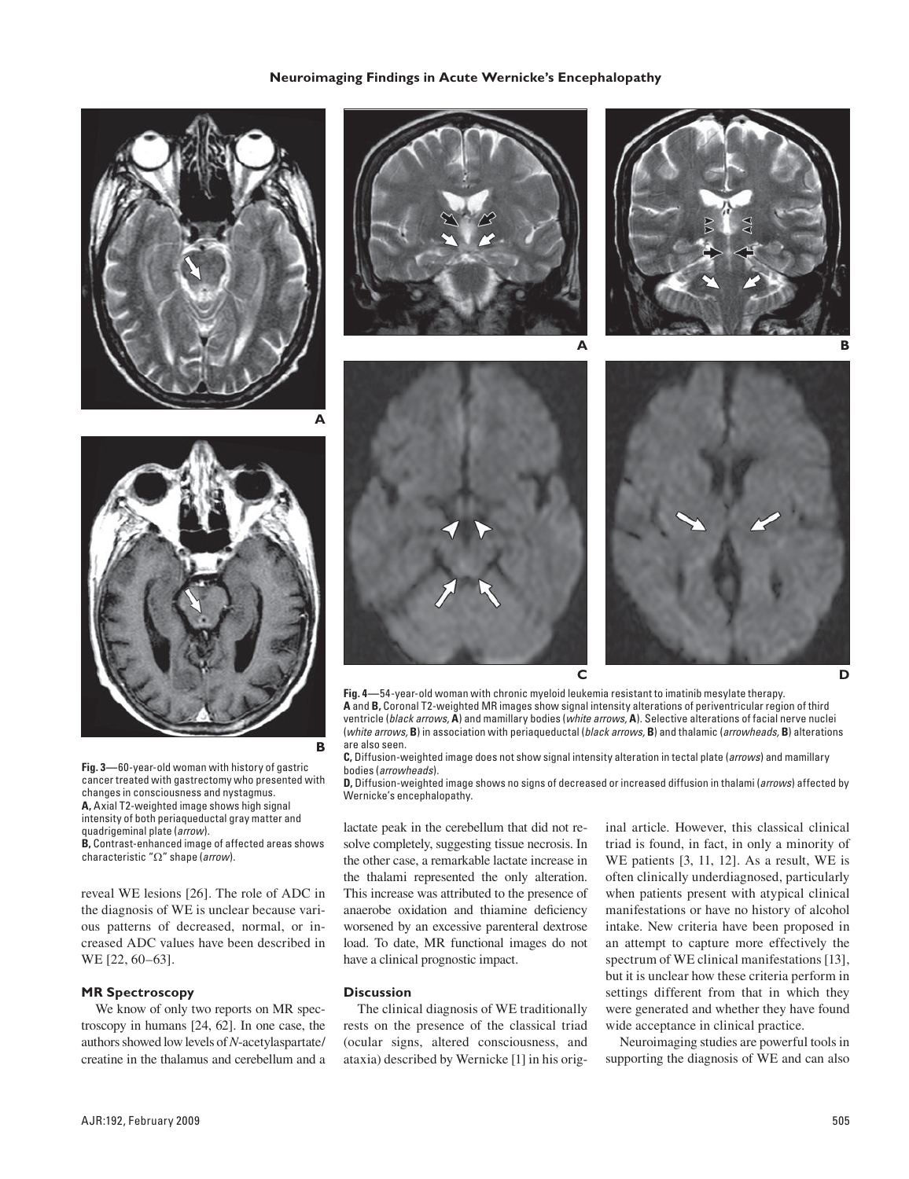**Fig. 3**—60-year-old woman with history of gastric cancer treated with gastrectomy who presented with changes in consciousness and nystagmus.
**A,** Axial T2-weighted image shows high signal intensity of both periaqueductal gray matter and quadrigeminal plate (*arrow*).
**B,** Contrast-enhanced image of affected areas shows characteristic "Ω" shape (*arrow*).

**Fig. 4**—54-year-old woman with chronic myeloid leukemia resistant to imatinib mesylate therapy.
**A** and **B,** Coronal T2-weighted MR images show signal intensity alterations of periventricular region of third ventricle (*black arrows,* **A**) and mamillary bodies (*white arrows,* **A**). Selective alterations of facial nerve nuclei (*white arrows,* **B**) in association with periaqueductal (*black arrows,* **B**) and thalamic (*arrowheads,* **B**) alterations are also seen.
**C,** Diffusion-weighted image does not show signal intensity alteration in tectal plate (*arrows*) and mamillary bodies (*arrowheads*).
**D,** Diffusion-weighted image shows no signs of decreased or increased diffusion in thalami (*arrows*) affected by Wernicke's encephalopathy.

reveal WE lesions [26]. The role of ADC in the diagnosis of WE is unclear because various patterns of decreased, normal, or increased ADC values have been described in WE [22, 60–63].

### MR Spectroscopy

We know of only two reports on MR spectroscopy in humans [24, 62]. In one case, the authors showed low levels of *N*-acetylaspartate/creatine in the thalamus and cerebellum and a lactate peak in the cerebellum that did not resolve completely, suggesting tissue necrosis. In the other case, a remarkable lactate increase in the thalami represented the only alteration. This increase was attributed to the presence of anaerobe oxidation and thiamine deficiency worsened by an excessive parenteral dextrose load. To date, MR functional images do not have a clinical prognostic impact.

### Discussion

The clinical diagnosis of WE traditionally rests on the presence of the classical triad (ocular signs, altered consciousness, and ataxia) described by Wernicke [1] in his original article. However, this classical clinical triad is found, in fact, in only a minority of WE patients [3, 11, 12]. As a result, WE is often clinically underdiagnosed, particularly when patients present with atypical clinical manifestations or have no history of alcohol intake. New criteria have been proposed in an attempt to capture more effectively the spectrum of WE clinical manifestations [13], but it is unclear how these criteria perform in settings different from that in which they were generated and whether they have found wide acceptance in clinical practice.

Neuroimaging studies are powerful tools in supporting the diagnosis of WE and can also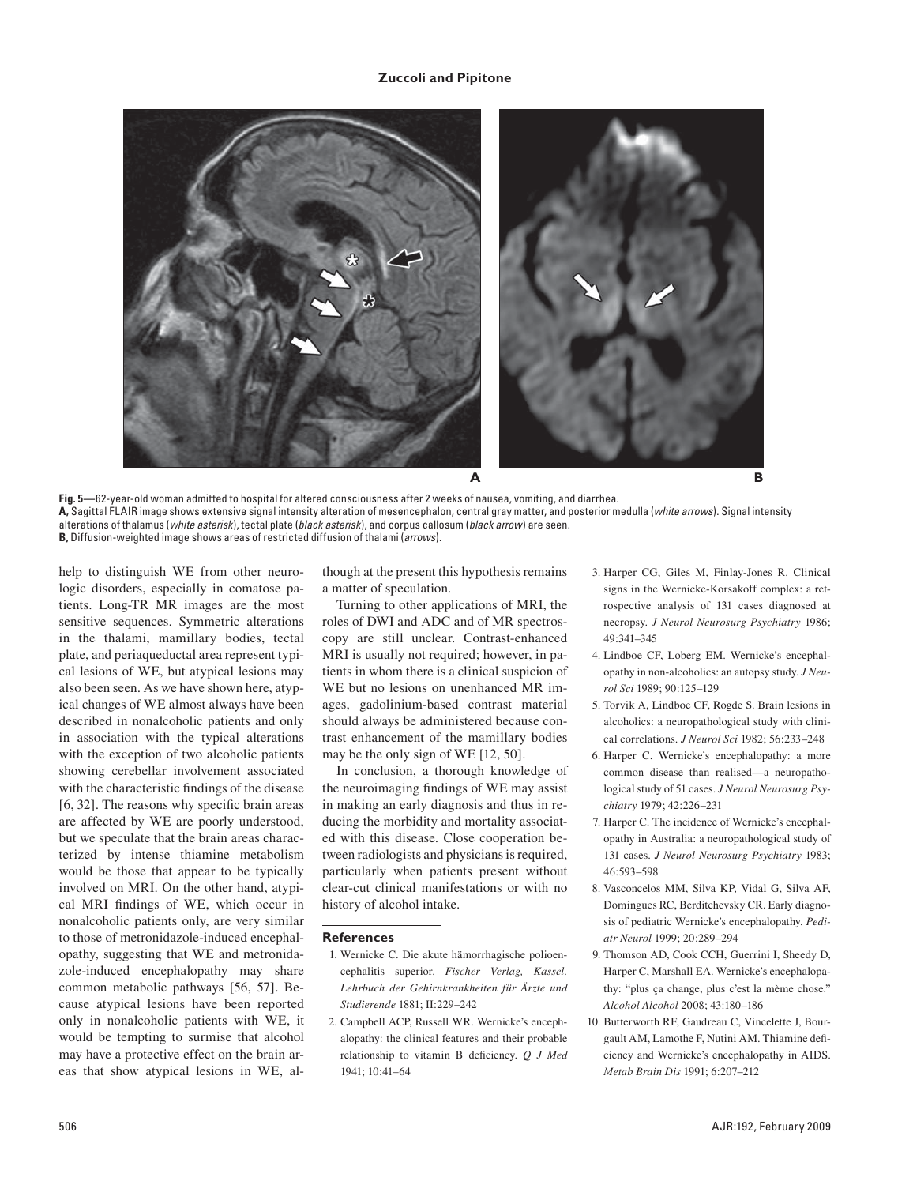**Fig. 5**—62-year-old woman admitted to hospital for altered consciousness after 2 weeks of nausea, vomiting, and diarrhea.
**A,** Sagittal FLAIR image shows extensive signal intensity alteration of mesencephalon, central gray matter, and posterior medulla (*white arrows*). Signal intensity alterations of thalamus (*white asterisk*), tectal plate (*black asterisk*), and corpus callosum (*black arrow*) are seen.
**B,** Diffusion-weighted image shows areas of restricted diffusion of thalami (*arrows*).

help to distinguish WE from other neurologic disorders, especially in comatose patients. Long-TR MR images are the most sensitive sequences. Symmetric alterations in the thalami, mamillary bodies, tectal plate, and periaqueductal area represent typical lesions of WE, but atypical lesions may also been seen. As we have shown here, atypical changes of WE almost always have been described in nonalcoholic patients and only in association with the typical alterations with the exception of two alcoholic patients showing cerebellar involvement associated with the characteristic findings of the disease [6, 32]. The reasons why specific brain areas are affected by WE are poorly understood, but we speculate that the brain areas characterized by intense thiamine metabolism would be those that appear to be typically involved on MRI. On the other hand, atypical MRI findings of WE, which occur in nonalcoholic patients only, are very similar to those of metronidazole-induced encephalopathy, suggesting that WE and metronidazole-induced encephalopathy may share common metabolic pathways [56, 57]. Because atypical lesions have been reported only in nonalcoholic patients with WE, it would be tempting to surmise that alcohol may have a protective effect on the brain areas that show atypical lesions in WE, although at the present this hypothesis remains a matter of speculation.

Turning to other applications of MRI, the roles of DWI and ADC and of MR spectroscopy are still unclear. Contrast-enhanced MRI is usually not required; however, in patients in whom there is a clinical suspicion of WE but no lesions on unenhanced MR images, gadolinium-based contrast material should always be administered because contrast enhancement of the mamillary bodies may be the only sign of WE [12, 50].

In conclusion, a thorough knowledge of the neuroimaging findings of WE may assist in making an early diagnosis and thus in reducing the morbidity and mortality associated with this disease. Close cooperation between radiologists and physicians is required, particularly when patients present without clear-cut clinical manifestations or with no history of alcohol intake.

## References

1. Wernicke C. Die akute hämorrhagische polioencephalitis superior. *Fischer Verlag, Kassel. Lehrbuch der Gehirnkrankheiten für Ärzte und Studierende* 1881; II:229–242
2. Campbell ACP, Russell WR. Wernicke's encephalopathy: the clinical features and their probable relationship to vitamin B deficiency. *Q J Med* 1941; 10:41–64
3. Harper CG, Giles M, Finlay-Jones R. Clinical signs in the Wernicke-Korsakoff complex: a retrospective analysis of 131 cases diagnosed at necropsy. *J Neurol Neurosurg Psychiatry* 1986; 49:341–345
4. Lindboe CF, Loberg EM. Wernicke's encephalopathy in non-alcoholics: an autopsy study. *J Neurol Sci* 1989; 90:125–129
5. Torvik A, Lindboe CF, Rogde S. Brain lesions in alcoholics: a neuropathological study with clinical correlations. *J Neurol Sci* 1982; 56:233–248
6. Harper C. Wernicke's encephalopathy: a more common disease than realised—a neuropathological study of 51 cases. *J Neurol Neurosurg Psychiatry* 1979; 42:226–231
7. Harper C. The incidence of Wernicke's encephalopathy in Australia: a neuropathological study of 131 cases. *J Neurol Neurosurg Psychiatry* 1983; 46:593–598
8. Vasconcelos MM, Silva KP, Vidal G, Silva AF, Domingues RC, Berditchevsky CR. Early diagnosis of pediatric Wernicke's encephalopathy. *Pediatr Neurol* 1999; 20:289–294
9. Thomson AD, Cook CCH, Guerrini I, Sheedy D, Harper C, Marshall EA. Wernicke's encephalopathy: "plus ça change, plus c'est la même chose." *Alcohol Alcohol* 2008; 43:180–186
10. Butterworth RF, Gaudreau C, Vincelette J, Bourgault AM, Lamothe F, Nutini AM. Thiamine deficiency and Wernicke's encephalopathy in AIDS. *Metab Brain Dis* 1991; 6:207–212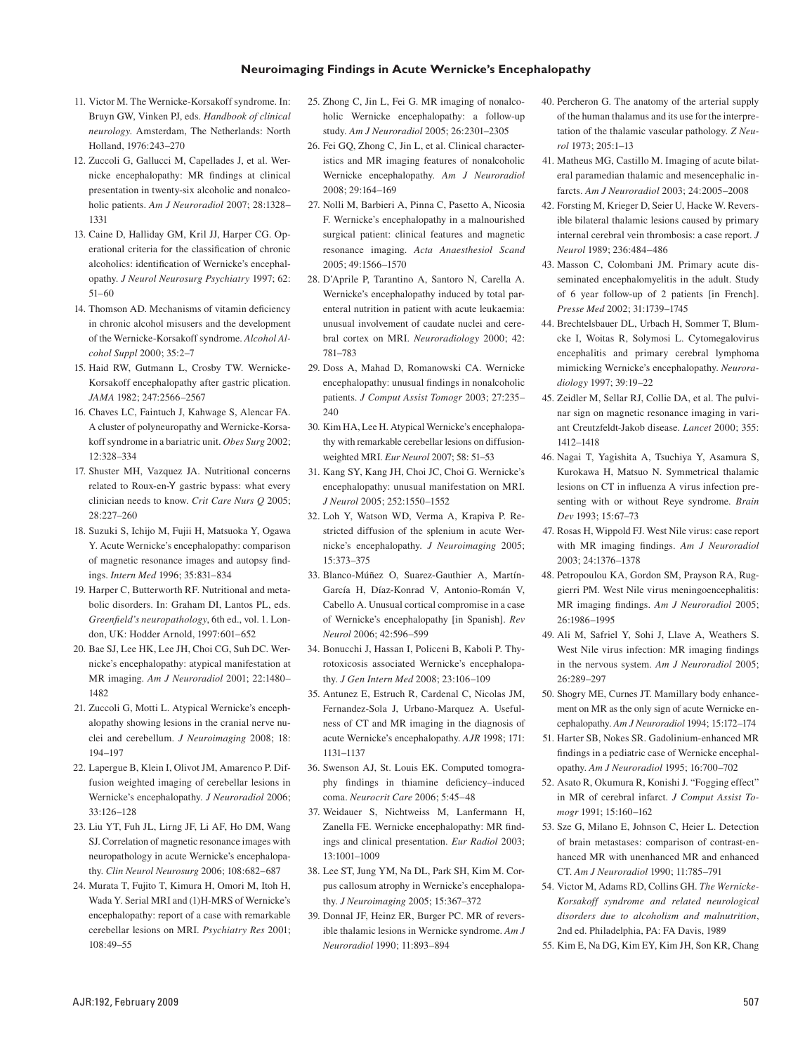11. Victor M. The Wernicke-Korsakoff syndrome. In: Bruyn GW, Vinken PJ, eds. *Handbook of clinical neurology*. Amsterdam, The Netherlands: North Holland, 1976:243–270
12. Zuccoli G, Gallucci M, Capellades J, et al. Wernicke encephalopathy: MR findings at clinical presentation in twenty-six alcoholic and nonalcoholic patients. *Am J Neuroradiol* 2007; 28:1328–1331
13. Caine D, Halliday GM, Kril JJ, Harper CG. Operational criteria for the classification of chronic alcoholics: identification of Wernicke's encephalopathy. *J Neurol Neurosurg Psychiatry* 1997; 62: 51–60
14. Thomson AD. Mechanisms of vitamin deficiency in chronic alcohol misusers and the development of the Wernicke-Korsakoff syndrome. *Alcohol Alcohol Suppl* 2000; 35:2–7
15. Haid RW, Gutmann L, Crosby TW. Wernicke-Korsakoff encephalopathy after gastric plication. *JAMA* 1982; 247:2566–2567
16. Chaves LC, Faintuch J, Kahwage S, Alencar FA. A cluster of polyneuropathy and Wernicke-Korsakoff syndrome in a bariatric unit. *Obes Surg* 2002; 12:328–334
17. Shuster MH, Vazquez JA. Nutritional concerns related to Roux-en-Y gastric bypass: what every clinician needs to know. *Crit Care Nurs Q* 2005; 28:227–260
18. Suzuki S, Ichijo M, Fujii H, Matsuoka Y, Ogawa Y. Acute Wernicke's encephalopathy: comparison of magnetic resonance images and autopsy findings. *Intern Med* 1996; 35:831–834
19. Harper C, Butterworth RF. Nutritional and metabolic disorders. In: Graham DI, Lantos PL, eds. *Greenfield's neuropathology*, 6th ed., vol. 1. London, UK: Hodder Arnold, 1997:601–652
20. Bae SJ, Lee HK, Lee JH, Choi CG, Suh DC. Wernicke's encephalopathy: atypical manifestation at MR imaging. *Am J Neuroradiol* 2001; 22:1480–1482
21. Zuccoli G, Motti L. Atypical Wernicke's encephalopathy showing lesions in the cranial nerve nuclei and cerebellum. *J Neuroimaging* 2008; 18: 194–197
22. Lapergue B, Klein I, Olivot JM, Amarenco P. Diffusion weighted imaging of cerebellar lesions in Wernicke's encephalopathy. *J Neuroradiol* 2006; 33:126–128
23. Liu YT, Fuh JL, Lirng JF, Li AF, Ho DM, Wang SJ. Correlation of magnetic resonance images with neuropathology in acute Wernicke's encephalopathy. *Clin Neurol Neurosurg* 2006; 108:682–687
24. Murata T, Fujito T, Kimura H, Omori M, Itoh H, Wada Y. Serial MRI and (1)H-MRS of Wernicke's encephalopathy: report of a case with remarkable cerebellar lesions on MRI. *Psychiatry Res* 2001; 108:49–55
25. Zhong C, Jin L, Fei G. MR imaging of nonalcoholic Wernicke encephalopathy: a follow-up study. *Am J Neuroradiol* 2005; 26:2301–2305
26. Fei GQ, Zhong C, Jin L, et al. Clinical characteristics and MR imaging features of nonalcoholic Wernicke encephalopathy. *Am J Neuroradiol* 2008; 29:164–169
27. Nolli M, Barbieri A, Pinna C, Pasetto A, Nicosia F. Wernicke's encephalopathy in a malnourished surgical patient: clinical features and magnetic resonance imaging. *Acta Anaesthesiol Scand* 2005; 49:1566–1570
28. D'Aprile P, Tarantino A, Santoro N, Carella A. Wernicke's encephalopathy induced by total parenteral nutrition in patient with acute leukaemia: unusual involvement of caudate nuclei and cerebral cortex on MRI. *Neuroradiology* 2000; 42: 781–783
29. Doss A, Mahad D, Romanowski CA. Wernicke encephalopathy: unusual findings in nonalcoholic patients. *J Comput Assist Tomogr* 2003; 27:235–240
30. Kim HA, Lee H. Atypical Wernicke's encephalopathy with remarkable cerebellar lesions on diffusion-weighted MRI. *Eur Neurol* 2007; 58: 51–53
31. Kang SY, Kang JH, Choi JC, Choi G. Wernicke's encephalopathy: unusual manifestation on MRI. *J Neurol* 2005; 252:1550–1552
32. Loh Y, Watson WD, Verma A, Krapiva P. Restricted diffusion of the splenium in acute Wernicke's encephalopathy. *J Neuroimaging* 2005; 15:373–375
33. Blanco-Múñez O, Suarez-Gauthier A, Martín-García H, Díaz-Konrad V, Antonio-Román V, Cabello A. Unusual cortical compromise in a case of Wernicke's encephalopathy [in Spanish]. *Rev Neurol* 2006; 42:596–599
34. Bonucchi J, Hassan I, Policeni B, Kaboli P. Thyrotoxicosis associated Wernicke's encephalopathy. *J Gen Intern Med* 2008; 23:106–109
35. Antunez E, Estruch R, Cardenal C, Nicolas JM, Fernandez-Sola J, Urbano-Marquez A. Usefulness of CT and MR imaging in the diagnosis of acute Wernicke's encephalopathy. *AJR* 1998; 171: 1131–1137
36. Swenson AJ, St. Louis EK. Computed tomography findings in thiamine deficiency–induced coma. *Neurocrit Care* 2006; 5:45–48
37. Weidauer S, Nichtweiss M, Lanfermann H, Zanella FE. Wernicke encephalopathy: MR findings and clinical presentation. *Eur Radiol* 2003; 13:1001–1009
38. Lee ST, Jung YM, Na DL, Park SH, Kim M. Corpus callosum atrophy in Wernicke's encephalopathy. *J Neuroimaging* 2005; 15:367–372
39. Donnal JF, Heinz ER, Burger PC. MR of reversible thalamic lesions in Wernicke syndrome. *Am J Neuroradiol* 1990; 11:893–894
40. Percheron G. The anatomy of the arterial supply of the human thalamus and its use for the interpretation of the thalamic vascular pathology. *Z Neurol* 1973; 205:1–13
41. Matheus MG, Castillo M. Imaging of acute bilateral paramedian thalamic and mesencephalic infarcts. *Am J Neuroradiol* 2003; 24:2005–2008
42. Forsting M, Krieger D, Seier U, Hacke W. Reversible bilateral thalamic lesions caused by primary internal cerebral vein thrombosis: a case report. *J Neurol* 1989; 236:484–486
43. Masson C, Colombani JM. Primary acute disseminated encephalomyelitis in the adult. Study of 6 year follow-up of 2 patients [in French]. *Presse Med* 2002; 31:1739–1745
44. Brechtelsbauer DL, Urbach H, Sommer T, Blumcke I, Woitas R, Solymosi L. Cytomegalovirus encephalitis and primary cerebral lymphoma mimicking Wernicke's encephalopathy. *Neuroradiology* 1997; 39:19–22
45. Zeidler M, Sellar RJ, Collie DA, et al. The pulvinar sign on magnetic resonance imaging in variant Creutzfeldt-Jakob disease. *Lancet* 2000; 355: 1412–1418
46. Nagai T, Yagishita A, Tsuchiya Y, Asamura S, Kurokawa H, Matsuo N. Symmetrical thalamic lesions on CT in influenza A virus infection presenting with or without Reye syndrome. *Brain Dev* 1993; 15:67–73
47. Rosas H, Wippold FJ. West Nile virus: case report with MR imaging findings. *Am J Neuroradiol* 2003; 24:1376–1378
48. Petropoulou KA, Gordon SM, Prayson RA, Ruggierri PM. West Nile virus meningoencephalitis: MR imaging findings. *Am J Neuroradiol* 2005; 26:1986–1995
49. Ali M, Safriel Y, Sohi J, Llave A, Weathers S. West Nile virus infection: MR imaging findings in the nervous system. *Am J Neuroradiol* 2005; 26:289–297
50. Shogry ME, Curnes JT. Mamillary body enhancement on MR as the only sign of acute Wernicke encephalopathy. *Am J Neuroradiol* 1994; 15:172–174
51. Harter SB, Nokes SR. Gadolinium-enhanced MR findings in a pediatric case of Wernicke encephalopathy. *Am J Neuroradiol* 1995; 16:700–702
52. Asato R, Okumura R, Konishi J. "Fogging effect" in MR of cerebral infarct. *J Comput Assist Tomogr* 1991; 15:160–162
53. Sze G, Milano E, Johnson C, Heier L. Detection of brain metastases: comparison of contrast-enhanced MR with unenhanced MR and enhanced CT. *Am J Neuroradiol* 1990; 11:785–791
54. Victor M, Adams RD, Collins GH. *The Wernicke-Korsakoff syndrome and related neurological disorders due to alcoholism and malnutrition*, 2nd ed. Philadelphia, PA: FA Davis, 1989
55. Kim E, Na DG, Kim EY, Kim JH, Son KR, Chang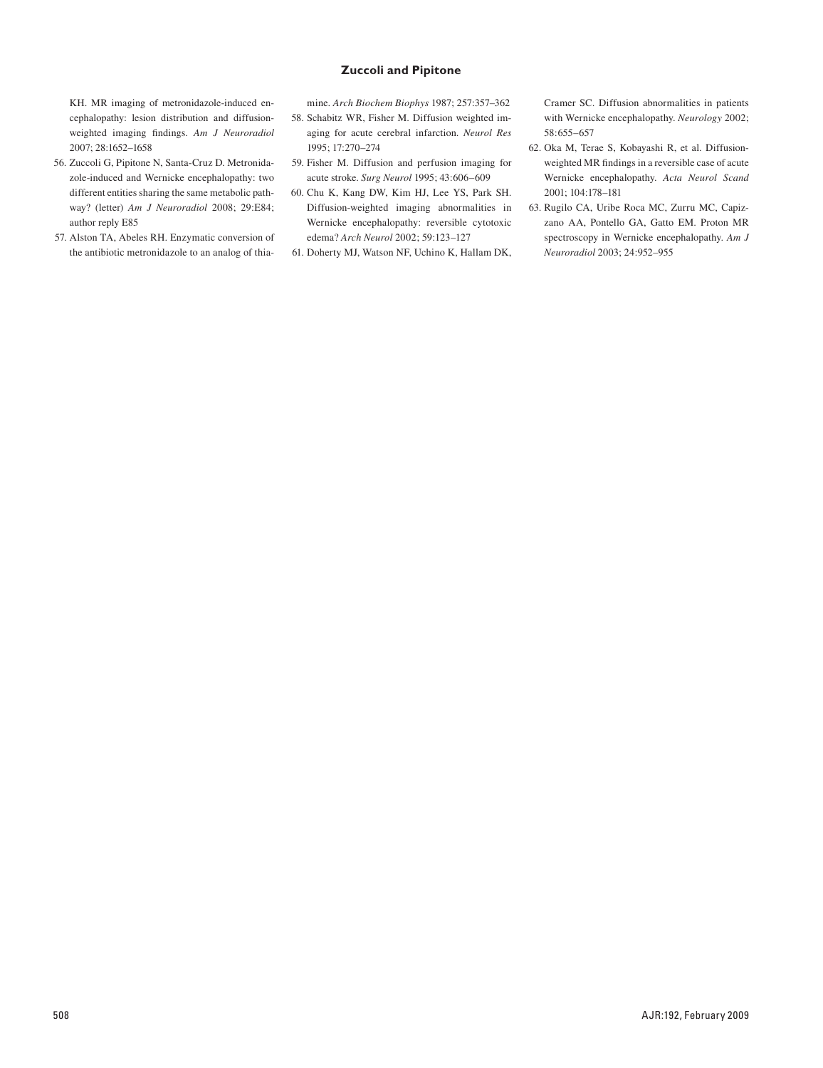KH. MR imaging of metronidazole-induced encephalopathy: lesion distribution and diffusion-weighted imaging findings. *Am J Neuroradiol* 2007; 28:1652–1658

56. Zuccoli G, Pipitone N, Santa-Cruz D. Metronidazole-induced and Wernicke encephalopathy: two different entities sharing the same metabolic pathway? (letter) *Am J Neuroradiol* 2008; 29:E84; author reply E85
57. Alston TA, Abeles RH. Enzymatic conversion of the antibiotic metronidazole to an analog of thiamine. *Arch Biochem Biophys* 1987; 257:357–362
58. Schabitz WR, Fisher M. Diffusion weighted imaging for acute cerebral infarction. *Neurol Res* 1995; 17:270–274
59. Fisher M. Diffusion and perfusion imaging for acute stroke. *Surg Neurol* 1995; 43:606–609
60. Chu K, Kang DW, Kim HJ, Lee YS, Park SH. Diffusion-weighted imaging abnormalities in Wernicke encephalopathy: reversible cytotoxic edema? *Arch Neurol* 2002; 59:123–127
61. Doherty MJ, Watson NF, Uchino K, Hallam DK, Cramer SC. Diffusion abnormalities in patients with Wernicke encephalopathy. *Neurology* 2002; 58:655–657
62. Oka M, Terae S, Kobayashi R, et al. Diffusion-weighted MR findings in a reversible case of acute Wernicke encephalopathy. *Acta Neurol Scand* 2001; 104:178–181
63. Rugilo CA, Uribe Roca MC, Zurru MC, Capizzano AA, Pontello GA, Gatto EM. Proton MR spectroscopy in Wernicke encephalopathy. *Am J Neuroradiol* 2003; 24:952–955